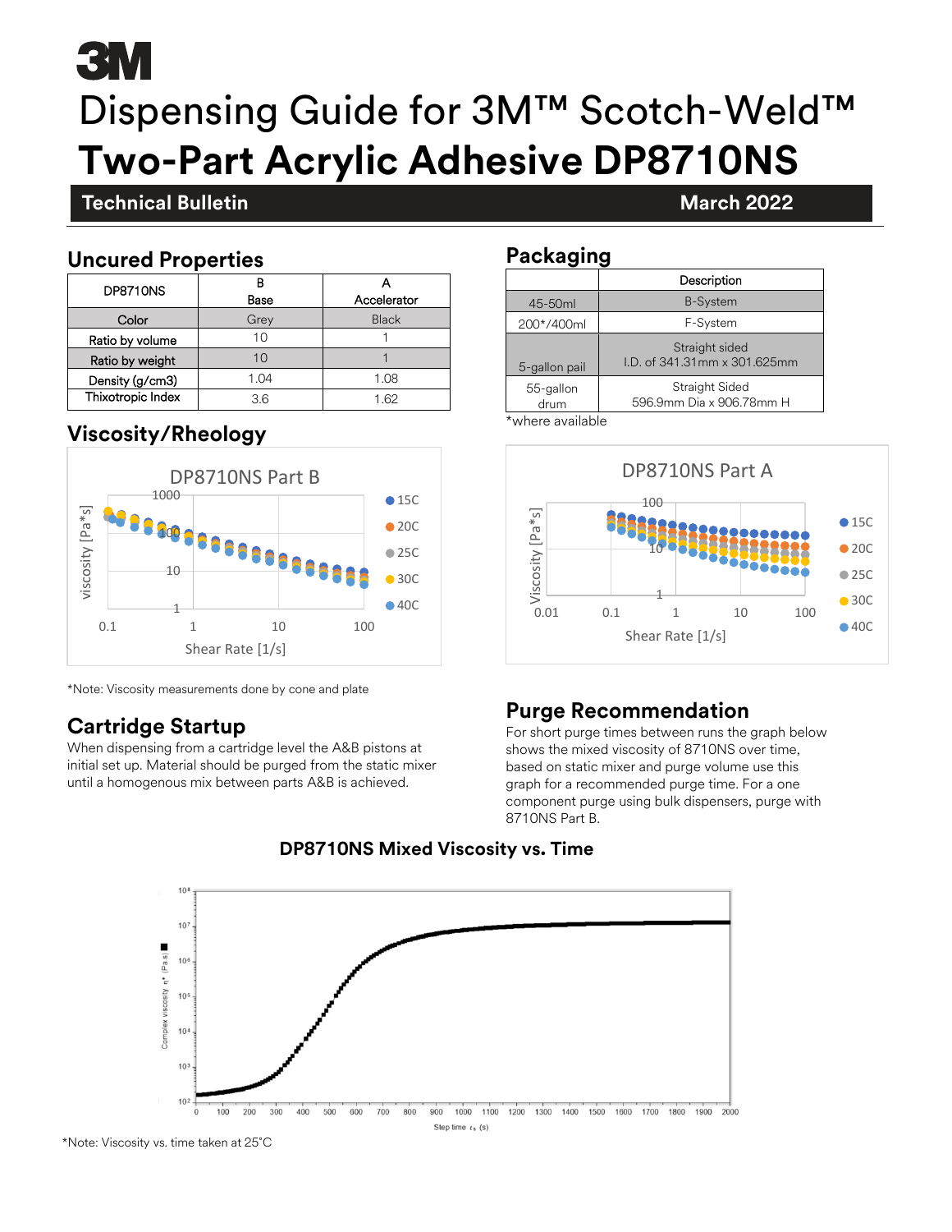# Dispensing Guide for 3M™ Scotch-Weld™ Two-Part Acrylic Adhesive DP8710NS

**Technical Bulletin** — **March 2022**

## Uncured Properties

| DP8710NS | B<br>Base | A<br>Accelerator |
|---|---|---|
| Color | Grey | Black |
| Ratio by volume | 10 | 1 |
| Ratio by weight | 10 | 1 |
| Density (g/cm3) | 1.04 | 1.08 |
| Thixotropic Index | 3.6 | 1.62 |

## Packaging

| | Description |
|---|---|
| 45-50ml | B-System |
| 200*/400ml | F-System |
| 5-gallon pail | Straight sided<br>I.D. of 341.31mm x 301.625mm |
| 55-gallon drum | Straight Sided<br>596.9mm Dia x 906.78mm H |

*where available

## Viscosity/Rheology

*Note: Viscosity measurements done by cone and plate

## Cartridge Startup

When dispensing from a cartridge level the A&B pistons at initial set up. Material should be purged from the static mixer until a homogenous mix between parts A&B is achieved.

## Purge Recommendation

For short purge times between runs the graph below shows the mixed viscosity of 8710NS over time, based on static mixer and purge volume use this graph for a recommended purge time. For a one component purge using bulk dispensers, purge with 8710NS Part B.

**DP8710NS Mixed Viscosity vs. Time**

*Note: Viscosity vs. time taken at 25˚C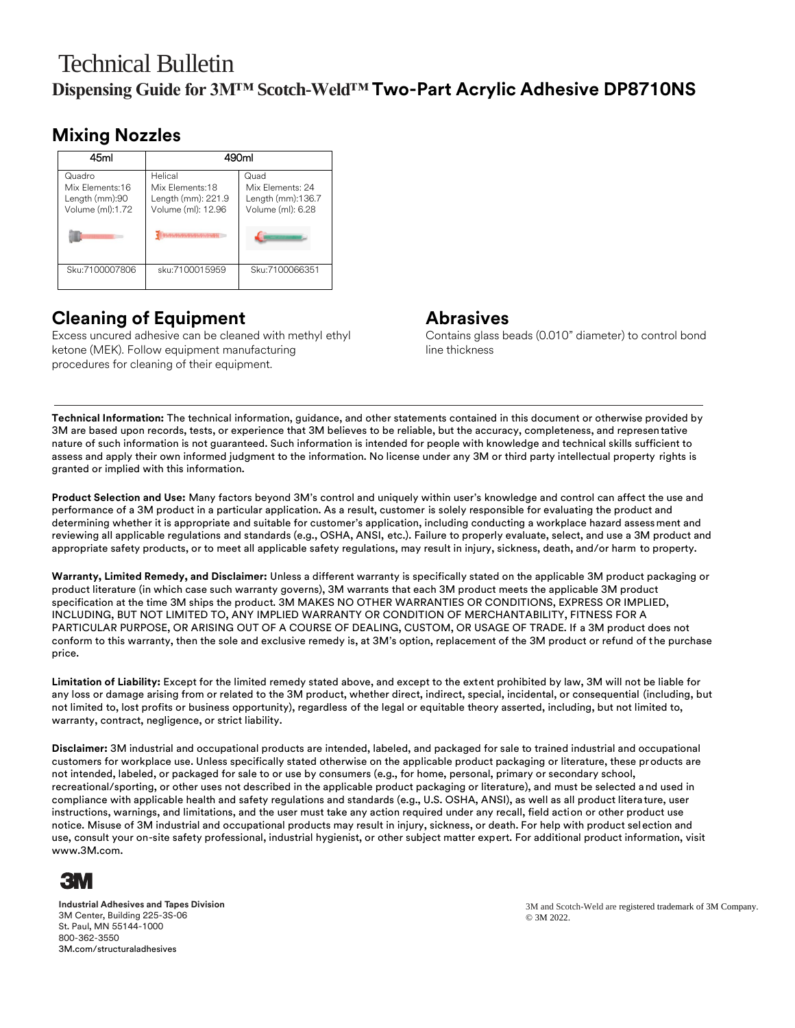# Technical Bulletin

## Dispensing Guide for 3M™ Scotch-Weld™ Two-Part Acrylic Adhesive DP8710NS

## Mixing Nozzles

| 45ml | 490ml | |
|---|---|---|
| Quadro<br>Mix Elements:16<br>Length (mm):90<br>Volume (ml):1.72 | Helical<br>Mix Elements:18<br>Length (mm): 221.9<br>Volume (ml): 12.96 | Quad<br>Mix Elements: 24<br>Length (mm):136.7<br>Volume (ml): 6.28 |
| Sku:7100007806 | sku:7100015959 | Sku:7100066351 |

## Cleaning of Equipment

Excess uncured adhesive can be cleaned with methyl ethyl ketone (MEK). Follow equipment manufacturing procedures for cleaning of their equipment.

## Abrasives

Contains glass beads (0.010" diameter) to control bond line thickness

---

**Technical Information:** The technical information, guidance, and other statements contained in this document or otherwise provided by 3M are based upon records, tests, or experience that 3M believes to be reliable, but the accuracy, completeness, and representative nature of such information is not guaranteed. Such information is intended for people with knowledge and technical skills sufficient to assess and apply their own informed judgment to the information. No license under any 3M or third party intellectual property rights is granted or implied with this information.

**Product Selection and Use:** Many factors beyond 3M's control and uniquely within user's knowledge and control can affect the use and performance of a 3M product in a particular application. As a result, customer is solely responsible for evaluating the product and determining whether it is appropriate and suitable for customer's application, including conducting a workplace hazard assessment and reviewing all applicable regulations and standards (e.g., OSHA, ANSI, etc.). Failure to properly evaluate, select, and use a 3M product and appropriate safety products, or to meet all applicable safety regulations, may result in injury, sickness, death, and/or harm to property.

**Warranty, Limited Remedy, and Disclaimer:** Unless a different warranty is specifically stated on the applicable 3M product packaging or product literature (in which case such warranty governs), 3M warrants that each 3M product meets the applicable 3M product specification at the time 3M ships the product. 3M MAKES NO OTHER WARRANTIES OR CONDITIONS, EXPRESS OR IMPLIED, INCLUDING, BUT NOT LIMITED TO, ANY IMPLIED WARRANTY OR CONDITION OF MERCHANTABILITY, FITNESS FOR A PARTICULAR PURPOSE, OR ARISING OUT OF A COURSE OF DEALING, CUSTOM, OR USAGE OF TRADE. If a 3M product does not conform to this warranty, then the sole and exclusive remedy is, at 3M's option, replacement of the 3M product or refund of the purchase price.

**Limitation of Liability:** Except for the limited remedy stated above, and except to the extent prohibited by law, 3M will not be liable for any loss or damage arising from or related to the 3M product, whether direct, indirect, special, incidental, or consequential (including, but not limited to, lost profits or business opportunity), regardless of the legal or equitable theory asserted, including, but not limited to, warranty, contract, negligence, or strict liability.

**Disclaimer:** 3M industrial and occupational products are intended, labeled, and packaged for sale to trained industrial and occupational customers for workplace use. Unless specifically stated otherwise on the applicable product packaging or literature, these products are not intended, labeled, or packaged for sale to or use by consumers (e.g., for home, personal, primary or secondary school, recreational/sporting, or other uses not described in the applicable product packaging or literature), and must be selected and used in compliance with applicable health and safety regulations and standards (e.g., U.S. OSHA, ANSI), as well as all product literature, user instructions, warnings, and limitations, and the user must take any action required under any recall, field action or other product use notice. Misuse of 3M industrial and occupational products may result in injury, sickness, or death. For help with product selection and use, consult your on-site safety professional, industrial hygienist, or other subject matter expert. For additional product information, visit www.3M.com.

3M

**Industrial Adhesives and Tapes Division**
3M Center, Building 225-3S-06
St. Paul, MN 55144-1000
800-362-3550
3M.com/structuraladhesives

3M and Scotch-Weld are registered trademark of 3M Company.
© 3M 2022.